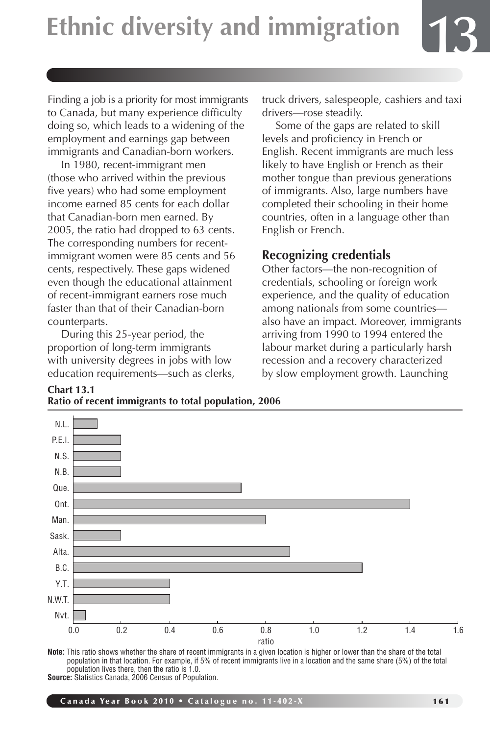# Ethnic diversity and immigration

Finding a job is a priority for most immigrants to Canada, but many experience difficulty doing so, which leads to a widening of the employment and earnings gap between immigrants and Canadian-born workers.

In 1980, recent-immigrant men (those who arrived within the previous five years) who had some employment income earned 85 cents for each dollar that Canadian-born men earned. By 2005, the ratio had dropped to 63 cents. The corresponding numbers for recent-immigrant women were 85 cents and 56 cents, respectively. These gaps widened even though the educational attainment of recent-immigrant earners rose much faster than that of their Canadian-born counterparts.

During this 25-year period, the proportion of long-term immigrants with university degrees in jobs with low education requirements—such as clerks, truck drivers, salespeople, cashiers and taxi drivers—rose steadily.

Some of the gaps are related to skill levels and proficiency in French or English. Recent immigrants are much less likely to have English or French as their mother tongue than previous generations of immigrants. Also, large numbers have completed their schooling in their home countries, often in a language other than English or French.

## Recognizing credentials

Other factors—the non-recognition of credentials, schooling or foreign work experience, and the quality of education among nationals from some countries—also have an impact. Moreover, immigrants arriving from 1990 to 1994 entered the labour market during a particularly harsh recession and a recovery characterized by slow employment growth. Launching

**Chart 13.1**
**Ratio of recent immigrants to total population, 2006**

| Location | ratio |
|---|---|
| N.L. | 0.1 |
| P.E.I. | 0.2 |
| N.S. | 0.2 |
| N.B. | 0.2 |
| Que. | 0.7 |
| Ont. | 1.4 |
| Man. | 0.8 |
| Sask. | 0.2 |
| Alta. | 0.9 |
| B.C. | 1.2 |
| Y.T. | 0.4 |
| N.W.T. | 0.4 |
| Nvt. | 0.05 |

**Note:** This ratio shows whether the share of recent immigrants in a given location is higher or lower than the share of the total population in that location. For example, if 5% of recent immigrants live in a location and the same share (5%) of the total population lives there, then the ratio is 1.0.
**Source:** Statistics Canada, 2006 Census of Population.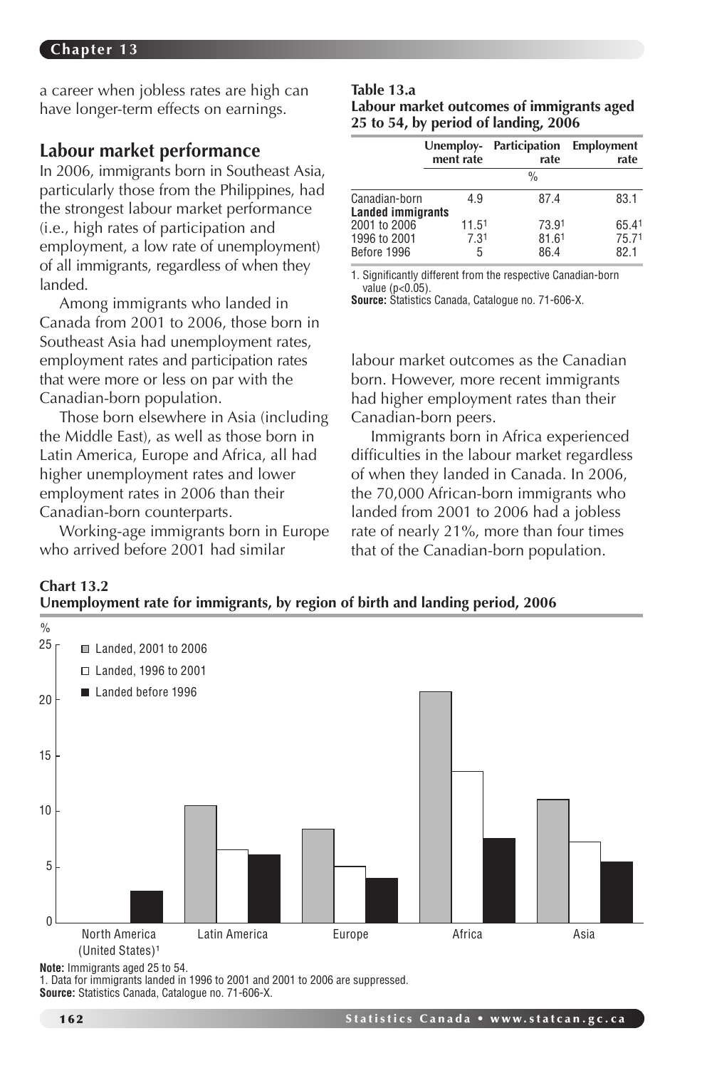a career when jobless rates are high can have longer-term effects on earnings.

## Labour market performance

In 2006, immigrants born in Southeast Asia, particularly those from the Philippines, had the strongest labour market performance (i.e., high rates of participation and employment, a low rate of unemployment) of all immigrants, regardless of when they landed.

Among immigrants who landed in Canada from 2001 to 2006, those born in Southeast Asia had unemployment rates, employment rates and participation rates that were more or less on par with the Canadian-born population.

Those born elsewhere in Asia (including the Middle East), as well as those born in Latin America, Europe and Africa, all had higher unemployment rates and lower employment rates in 2006 than their Canadian-born counterparts.

Working-age immigrants born in Europe who arrived before 2001 had similar labour market outcomes as the Canadian born. However, more recent immigrants had higher employment rates than their Canadian-born peers.

Immigrants born in Africa experienced difficulties in the labour market regardless of when they landed in Canada. In 2006, the 70,000 African-born immigrants who landed from 2001 to 2006 had a jobless rate of nearly 21%, more than four times that of the Canadian-born population.

**Table 13.a**
**Labour market outcomes of immigrants aged 25 to 54, by period of landing, 2006**

| | Unemploy-ment rate | Participation rate | Employment rate |
|---|---|---|---|
| | % | | |
| Canadian-born | 4.9 | 87.4 | 83.1 |
| **Landed immigrants** | | | |
| 2001 to 2006 | 11.5[1] | 73.9[1] | 65.4[1] |
| 1996 to 2001 | 7.3[1] | 81.6[1] | 75.7[1] |
| Before 1996 | 5 | 86.4 | 82.1 |

1. Significantly different from the respective Canadian-born value ($p<0.05$).
**Source:** Statistics Canada, Catalogue no. 71-606-X.

**Chart 13.2**
**Unemployment rate for immigrants, by region of birth and landing period, 2006**

| Region of birth | Landed, 2001 to 2006 | Landed, 1996 to 2001 | Landed before 1996 |
|---|---|---|---|
| North America (United States)[1] | | | 2.9 |
| Latin America | 10.5 | 6.6 | 6.1 |
| Europe | 8.4 | 5.0 | 4.0 |
| Africa | 20.7 | 13.6 | 7.6 |
| Asia | 11.1 | 7.3 | 5.5 |

**Note:** Immigrants aged 25 to 54.
1. Data for immigrants landed in 1996 to 2001 and 2001 to 2006 are suppressed.
**Source:** Statistics Canada, Catalogue no. 71-606-X.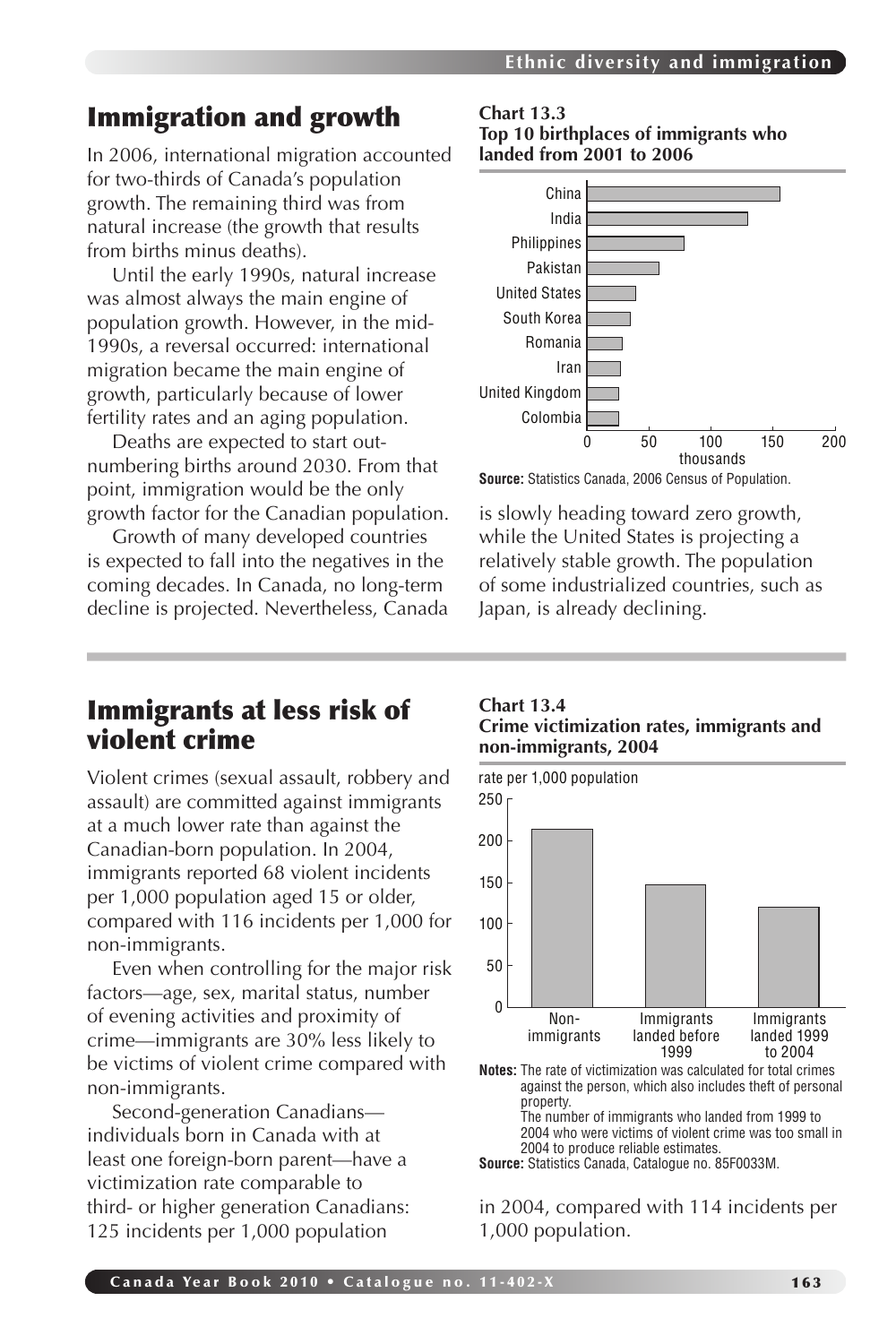## Immigration and growth

In 2006, international migration accounted for two-thirds of Canada's population growth. The remaining third was from natural increase (the growth that results from births minus deaths).

Until the early 1990s, natural increase was almost always the main engine of population growth. However, in the mid-1990s, a reversal occurred: international migration became the main engine of growth, particularly because of lower fertility rates and an aging population.

Deaths are expected to start out-numbering births around 2030. From that point, immigration would be the only growth factor for the Canadian population.

Growth of many developed countries is expected to fall into the negatives in the coming decades. In Canada, no long-term decline is projected. Nevertheless, Canada is slowly heading toward zero growth, while the United States is projecting a relatively stable growth. The population of some industrialized countries, such as Japan, is already declining.

**Chart 13.3**
**Top 10 birthplaces of immigrants who landed from 2001 to 2006**

China, India, Philippines, Pakistan, United States, South Korea, Romania, Iran, United Kingdom, Colombia

thousands (0, 50, 100, 150, 200)

**Source:** Statistics Canada, 2006 Census of Population.

## Immigrants at less risk of violent crime

Violent crimes (sexual assault, robbery and assault) are committed against immigrants at a much lower rate than against the Canadian-born population. In 2004, immigrants reported 68 violent incidents per 1,000 population aged 15 or older, compared with 116 incidents per 1,000 for non-immigrants.

Even when controlling for the major risk factors—age, sex, marital status, number of evening activities and proximity of crime—immigrants are 30% less likely to be victims of violent crime compared with non-immigrants.

Second-generation Canadians—individuals born in Canada with at least one foreign-born parent—have a victimization rate comparable to third- or higher generation Canadians: 125 incidents per 1,000 population in 2004, compared with 114 incidents per 1,000 population.

**Chart 13.4**
**Crime victimization rates, immigrants and non-immigrants, 2004**

rate per 1,000 population (0, 50, 100, 150, 200, 250)

Non-immigrants; Immigrants landed before 1999; Immigrants landed 1999 to 2004

**Notes:** The rate of victimization was calculated for total crimes against the person, which also includes theft of personal property.
The number of immigrants who landed from 1999 to 2004 who were victims of violent crime was too small in 2004 to produce reliable estimates.
**Source:** Statistics Canada, Catalogue no. 85F0033M.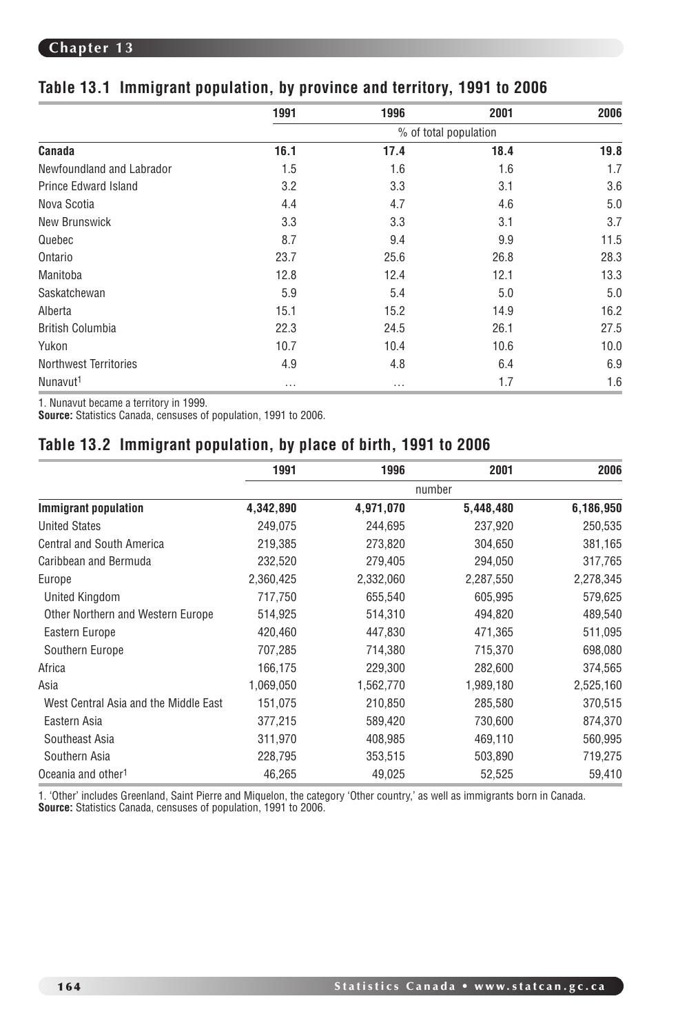## Table 13.1 Immigrant population, by province and territory, 1991 to 2006

| | 1991 | 1996 | 2001 | 2006 |
|---|---|---|---|---|
| | % of total population | | | |
| **Canada** | **16.1** | **17.4** | **18.4** | **19.8** |
| Newfoundland and Labrador | 1.5 | 1.6 | 1.6 | 1.7 |
| Prince Edward Island | 3.2 | 3.3 | 3.1 | 3.6 |
| Nova Scotia | 4.4 | 4.7 | 4.6 | 5.0 |
| New Brunswick | 3.3 | 3.3 | 3.1 | 3.7 |
| Quebec | 8.7 | 9.4 | 9.9 | 11.5 |
| Ontario | 23.7 | 25.6 | 26.8 | 28.3 |
| Manitoba | 12.8 | 12.4 | 12.1 | 13.3 |
| Saskatchewan | 5.9 | 5.4 | 5.0 | 5.0 |
| Alberta | 15.1 | 15.2 | 14.9 | 16.2 |
| British Columbia | 22.3 | 24.5 | 26.1 | 27.5 |
| Yukon | 10.7 | 10.4 | 10.6 | 10.0 |
| Northwest Territories | 4.9 | 4.8 | 6.4 | 6.9 |
| Nunavut[1] | ... | ... | 1.7 | 1.6 |

1. Nunavut became a territory in 1999.
**Source:** Statistics Canada, censuses of population, 1991 to 2006.

## Table 13.2 Immigrant population, by place of birth, 1991 to 2006

| | 1991 | 1996 | 2001 | 2006 |
|---|---|---|---|---|
| | number | | | |
| **Immigrant population** | **4,342,890** | **4,971,070** | **5,448,480** | **6,186,950** |
| United States | 249,075 | 244,695 | 237,920 | 250,535 |
| Central and South America | 219,385 | 273,820 | 304,650 | 381,165 |
| Caribbean and Bermuda | 232,520 | 279,405 | 294,050 | 317,765 |
| Europe | 2,360,425 | 2,332,060 | 2,287,550 | 2,278,345 |
| United Kingdom | 717,750 | 655,540 | 605,995 | 579,625 |
| Other Northern and Western Europe | 514,925 | 514,310 | 494,820 | 489,540 |
| Eastern Europe | 420,460 | 447,830 | 471,365 | 511,095 |
| Southern Europe | 707,285 | 714,380 | 715,370 | 698,080 |
| Africa | 166,175 | 229,300 | 282,600 | 374,565 |
| Asia | 1,069,050 | 1,562,770 | 1,989,180 | 2,525,160 |
| West Central Asia and the Middle East | 151,075 | 210,850 | 285,580 | 370,515 |
| Eastern Asia | 377,215 | 589,420 | 730,600 | 874,370 |
| Southeast Asia | 311,970 | 408,985 | 469,110 | 560,995 |
| Southern Asia | 228,795 | 353,515 | 503,890 | 719,275 |
| Oceania and other[1] | 46,265 | 49,025 | 52,525 | 59,410 |

1. 'Other' includes Greenland, Saint Pierre and Miquelon, the category 'Other country,' as well as immigrants born in Canada.
**Source:** Statistics Canada, censuses of population, 1991 to 2006.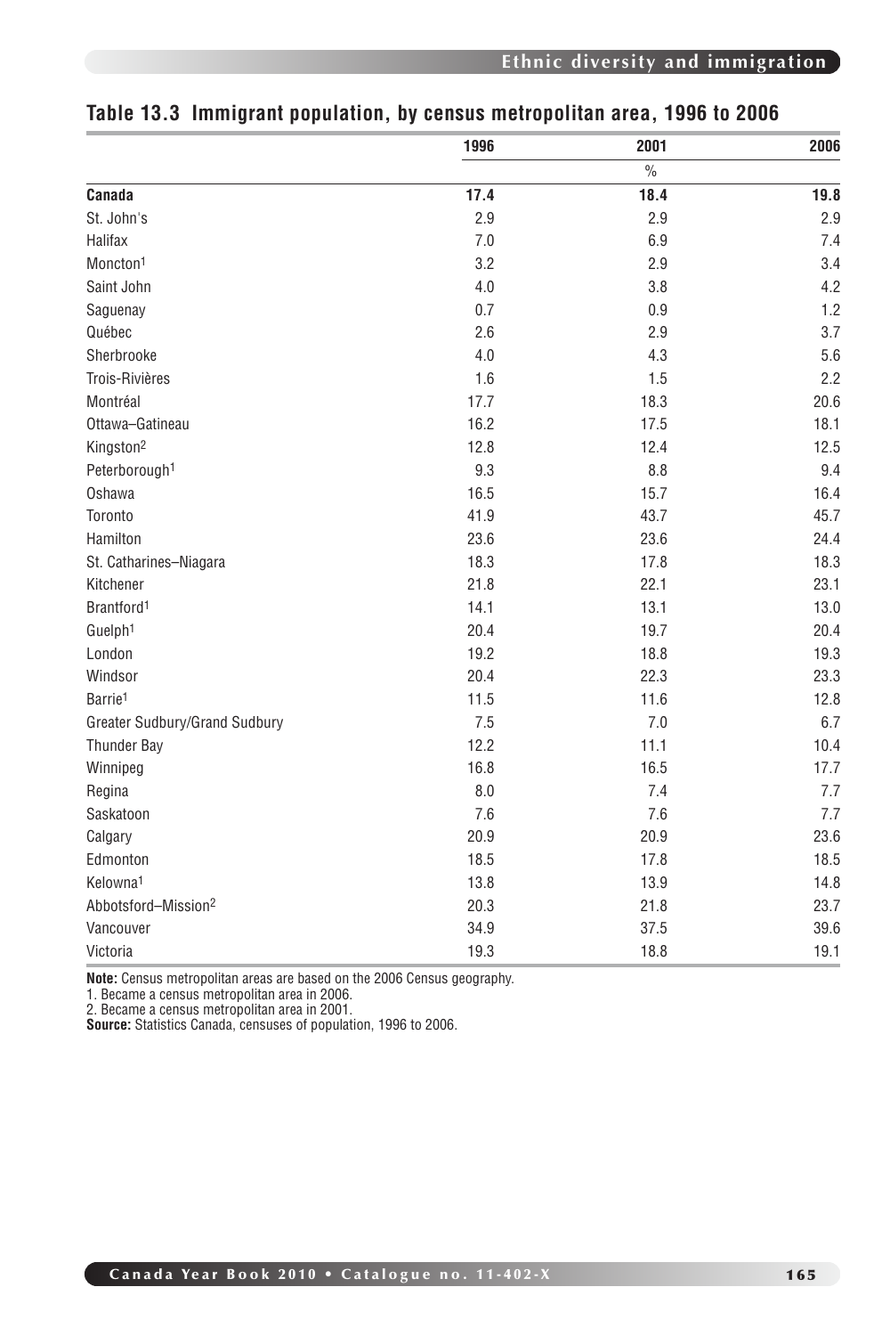## Table 13.3 Immigrant population, by census metropolitan area, 1996 to 2006

| | 1996 | 2001 | 2006 |
|---|---|---|---|
| | | % | |
| **Canada** | **17.4** | **18.4** | **19.8** |
| St. John's | 2.9 | 2.9 | 2.9 |
| Halifax | 7.0 | 6.9 | 7.4 |
| Moncton[1] | 3.2 | 2.9 | 3.4 |
| Saint John | 4.0 | 3.8 | 4.2 |
| Saguenay | 0.7 | 0.9 | 1.2 |
| Québec | 2.6 | 2.9 | 3.7 |
| Sherbrooke | 4.0 | 4.3 | 5.6 |
| Trois-Rivières | 1.6 | 1.5 | 2.2 |
| Montréal | 17.7 | 18.3 | 20.6 |
| Ottawa–Gatineau | 16.2 | 17.5 | 18.1 |
| Kingston[2] | 12.8 | 12.4 | 12.5 |
| Peterborough[1] | 9.3 | 8.8 | 9.4 |
| Oshawa | 16.5 | 15.7 | 16.4 |
| Toronto | 41.9 | 43.7 | 45.7 |
| Hamilton | 23.6 | 23.6 | 24.4 |
| St. Catharines–Niagara | 18.3 | 17.8 | 18.3 |
| Kitchener | 21.8 | 22.1 | 23.1 |
| Brantford[1] | 14.1 | 13.1 | 13.0 |
| Guelph[1] | 20.4 | 19.7 | 20.4 |
| London | 19.2 | 18.8 | 19.3 |
| Windsor | 20.4 | 22.3 | 23.3 |
| Barrie[1] | 11.5 | 11.6 | 12.8 |
| Greater Sudbury/Grand Sudbury | 7.5 | 7.0 | 6.7 |
| Thunder Bay | 12.2 | 11.1 | 10.4 |
| Winnipeg | 16.8 | 16.5 | 17.7 |
| Regina | 8.0 | 7.4 | 7.7 |
| Saskatoon | 7.6 | 7.6 | 7.7 |
| Calgary | 20.9 | 20.9 | 23.6 |
| Edmonton | 18.5 | 17.8 | 18.5 |
| Kelowna[1] | 13.8 | 13.9 | 14.8 |
| Abbotsford–Mission[2] | 20.3 | 21.8 | 23.7 |
| Vancouver | 34.9 | 37.5 | 39.6 |
| Victoria | 19.3 | 18.8 | 19.1 |

**Note:** Census metropolitan areas are based on the 2006 Census geography.
1. Became a census metropolitan area in 2006.
2. Became a census metropolitan area in 2001.
**Source:** Statistics Canada, censuses of population, 1996 to 2006.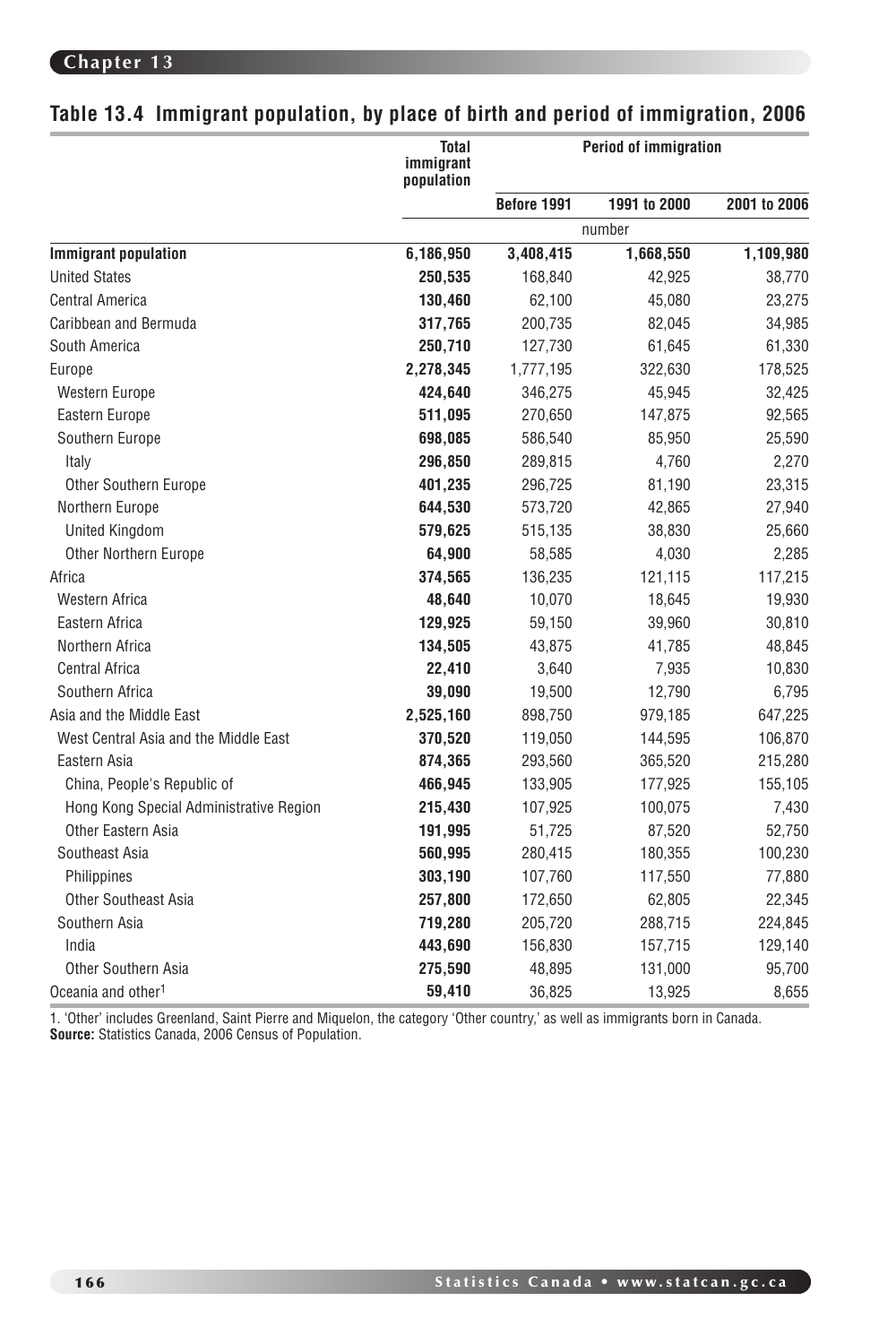## Table 13.4 Immigrant population, by place of birth and period of immigration, 2006

| | Total immigrant population | Period of immigration | | |
|---|---|---|---|---|
| | | Before 1991 | 1991 to 2000 | 2001 to 2006 |
| | number | | | |
| **Immigrant population** | **6,186,950** | 3,408,415 | 1,668,550 | 1,109,980 |
| United States | **250,535** | 168,840 | 42,925 | 38,770 |
| Central America | **130,460** | 62,100 | 45,080 | 23,275 |
| Caribbean and Bermuda | **317,765** | 200,735 | 82,045 | 34,985 |
| South America | **250,710** | 127,730 | 61,645 | 61,330 |
| Europe | **2,278,345** | 1,777,195 | 322,630 | 178,525 |
| Western Europe | **424,640** | 346,275 | 45,945 | 32,425 |
| Eastern Europe | **511,095** | 270,650 | 147,875 | 92,565 |
| Southern Europe | **698,085** | 586,540 | 85,950 | 25,590 |
| Italy | **296,850** | 289,815 | 4,760 | 2,270 |
| Other Southern Europe | **401,235** | 296,725 | 81,190 | 23,315 |
| Northern Europe | **644,530** | 573,720 | 42,865 | 27,940 |
| United Kingdom | **579,625** | 515,135 | 38,830 | 25,660 |
| Other Northern Europe | **64,900** | 58,585 | 4,030 | 2,285 |
| Africa | **374,565** | 136,235 | 121,115 | 117,215 |
| Western Africa | **48,640** | 10,070 | 18,645 | 19,930 |
| Eastern Africa | **129,925** | 59,150 | 39,960 | 30,810 |
| Northern Africa | **134,505** | 43,875 | 41,785 | 48,845 |
| Central Africa | **22,410** | 3,640 | 7,935 | 10,830 |
| Southern Africa | **39,090** | 19,500 | 12,790 | 6,795 |
| Asia and the Middle East | **2,525,160** | 898,750 | 979,185 | 647,225 |
| West Central Asia and the Middle East | **370,520** | 119,050 | 144,595 | 106,870 |
| Eastern Asia | **874,365** | 293,560 | 365,520 | 215,280 |
| China, People's Republic of | **466,945** | 133,905 | 177,925 | 155,105 |
| Hong Kong Special Administrative Region | **215,430** | 107,925 | 100,075 | 7,430 |
| Other Eastern Asia | **191,995** | 51,725 | 87,520 | 52,750 |
| Southeast Asia | **560,995** | 280,415 | 180,355 | 100,230 |
| Philippines | **303,190** | 107,760 | 117,550 | 77,880 |
| Other Southeast Asia | **257,800** | 172,650 | 62,805 | 22,345 |
| Southern Asia | **719,280** | 205,720 | 288,715 | 224,845 |
| India | **443,690** | 156,830 | 157,715 | 129,140 |
| Other Southern Asia | **275,590** | 48,895 | 131,000 | 95,700 |
| Oceania and other[1] | **59,410** | 36,825 | 13,925 | 8,655 |

1. 'Other' includes Greenland, Saint Pierre and Miquelon, the category 'Other country,' as well as immigrants born in Canada.
**Source:** Statistics Canada, 2006 Census of Population.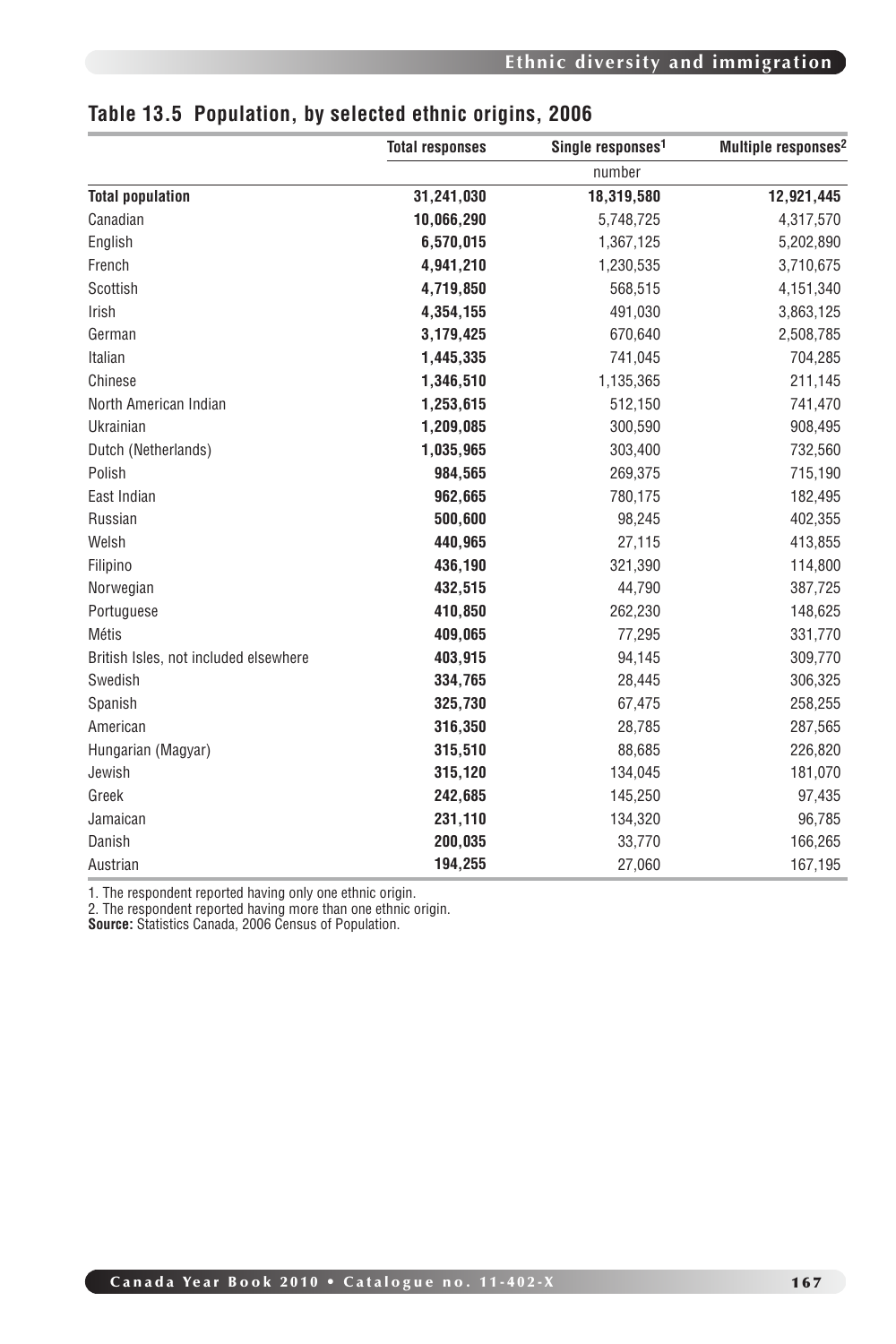## Table 13.5 Population, by selected ethnic origins, 2006

| | Total responses | Single responses[1] | Multiple responses[2] |
|---|---|---|---|
| | number | | |
| **Total population** | **31,241,030** | **18,319,580** | **12,921,445** |
| Canadian | **10,066,290** | 5,748,725 | 4,317,570 |
| English | **6,570,015** | 1,367,125 | 5,202,890 |
| French | **4,941,210** | 1,230,535 | 3,710,675 |
| Scottish | **4,719,850** | 568,515 | 4,151,340 |
| Irish | **4,354,155** | 491,030 | 3,863,125 |
| German | **3,179,425** | 670,640 | 2,508,785 |
| Italian | **1,445,335** | 741,045 | 704,285 |
| Chinese | **1,346,510** | 1,135,365 | 211,145 |
| North American Indian | **1,253,615** | 512,150 | 741,470 |
| Ukrainian | **1,209,085** | 300,590 | 908,495 |
| Dutch (Netherlands) | **1,035,965** | 303,400 | 732,560 |
| Polish | **984,565** | 269,375 | 715,190 |
| East Indian | **962,665** | 780,175 | 182,495 |
| Russian | **500,600** | 98,245 | 402,355 |
| Welsh | **440,965** | 27,115 | 413,855 |
| Filipino | **436,190** | 321,390 | 114,800 |
| Norwegian | **432,515** | 44,790 | 387,725 |
| Portuguese | **410,850** | 262,230 | 148,625 |
| Métis | **409,065** | 77,295 | 331,770 |
| British Isles, not included elsewhere | **403,915** | 94,145 | 309,770 |
| Swedish | **334,765** | 28,445 | 306,325 |
| Spanish | **325,730** | 67,475 | 258,255 |
| American | **316,350** | 28,785 | 287,565 |
| Hungarian (Magyar) | **315,510** | 88,685 | 226,820 |
| Jewish | **315,120** | 134,045 | 181,070 |
| Greek | **242,685** | 145,250 | 97,435 |
| Jamaican | **231,110** | 134,320 | 96,785 |
| Danish | **200,035** | 33,770 | 166,265 |
| Austrian | **194,255** | 27,060 | 167,195 |

1. The respondent reported having only one ethnic origin.
2. The respondent reported having more than one ethnic origin.
**Source:** Statistics Canada, 2006 Census of Population.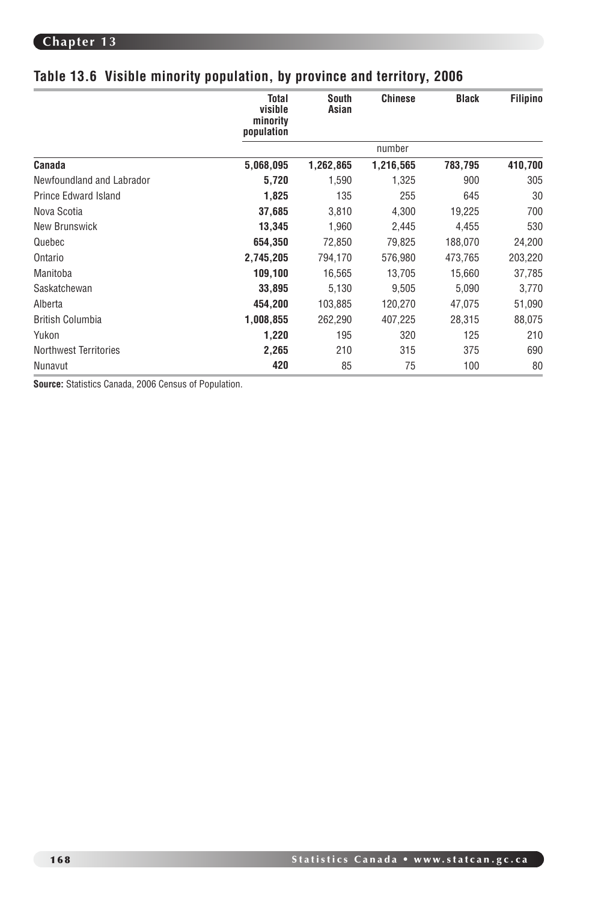## Table 13.6 Visible minority population, by province and territory, 2006

| | Total visible minority population | South Asian | Chinese | Black | Filipino |
|---|---|---|---|---|---|
| | | | number | | |
| **Canada** | **5,068,095** | **1,262,865** | **1,216,565** | **783,795** | **410,700** |
| Newfoundland and Labrador | **5,720** | 1,590 | 1,325 | 900 | 305 |
| Prince Edward Island | **1,825** | 135 | 255 | 645 | 30 |
| Nova Scotia | **37,685** | 3,810 | 4,300 | 19,225 | 700 |
| New Brunswick | **13,345** | 1,960 | 2,445 | 4,455 | 530 |
| Quebec | **654,350** | 72,850 | 79,825 | 188,070 | 24,200 |
| Ontario | **2,745,205** | 794,170 | 576,980 | 473,765 | 203,220 |
| Manitoba | **109,100** | 16,565 | 13,705 | 15,660 | 37,785 |
| Saskatchewan | **33,895** | 5,130 | 9,505 | 5,090 | 3,770 |
| Alberta | **454,200** | 103,885 | 120,270 | 47,075 | 51,090 |
| British Columbia | **1,008,855** | 262,290 | 407,225 | 28,315 | 88,075 |
| Yukon | **1,220** | 195 | 320 | 125 | 210 |
| Northwest Territories | **2,265** | 210 | 315 | 375 | 690 |
| Nunavut | **420** | 85 | 75 | 100 | 80 |

**Source:** Statistics Canada, 2006 Census of Population.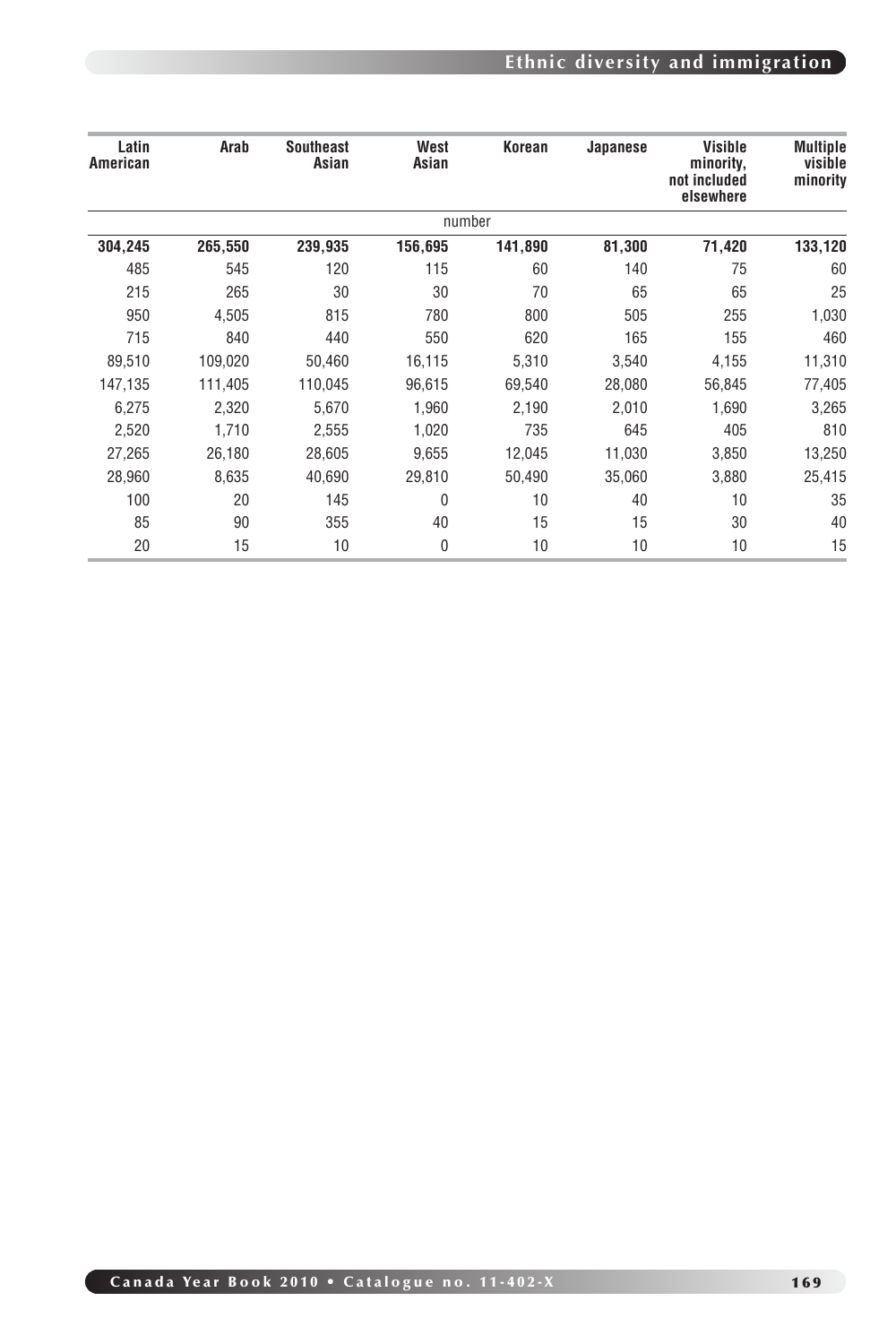| Latin American | Arab | Southeast Asian | West Asian | Korean | Japanese | Visible minority, not included elsewhere | Multiple visible minority |
|---|---|---|---|---|---|---|---|
| | | | | number | | | |
| **304,245** | **265,550** | **239,935** | **156,695** | **141,890** | **81,300** | **71,420** | **133,120** |
| 485 | 545 | 120 | 115 | 60 | 140 | 75 | 60 |
| 215 | 265 | 30 | 30 | 70 | 65 | 65 | 25 |
| 950 | 4,505 | 815 | 780 | 800 | 505 | 255 | 1,030 |
| 715 | 840 | 440 | 550 | 620 | 165 | 155 | 460 |
| 89,510 | 109,020 | 50,460 | 16,115 | 5,310 | 3,540 | 4,155 | 11,310 |
| 147,135 | 111,405 | 110,045 | 96,615 | 69,540 | 28,080 | 56,845 | 77,405 |
| 6,275 | 2,320 | 5,670 | 1,960 | 2,190 | 2,010 | 1,690 | 3,265 |
| 2,520 | 1,710 | 2,555 | 1,020 | 735 | 645 | 405 | 810 |
| 27,265 | 26,180 | 28,605 | 9,655 | 12,045 | 11,030 | 3,850 | 13,250 |
| 28,960 | 8,635 | 40,690 | 29,810 | 50,490 | 35,060 | 3,880 | 25,415 |
| 100 | 20 | 145 | 0 | 10 | 40 | 10 | 35 |
| 85 | 90 | 355 | 40 | 15 | 15 | 30 | 40 |
| 20 | 15 | 10 | 0 | 10 | 10 | 10 | 15 |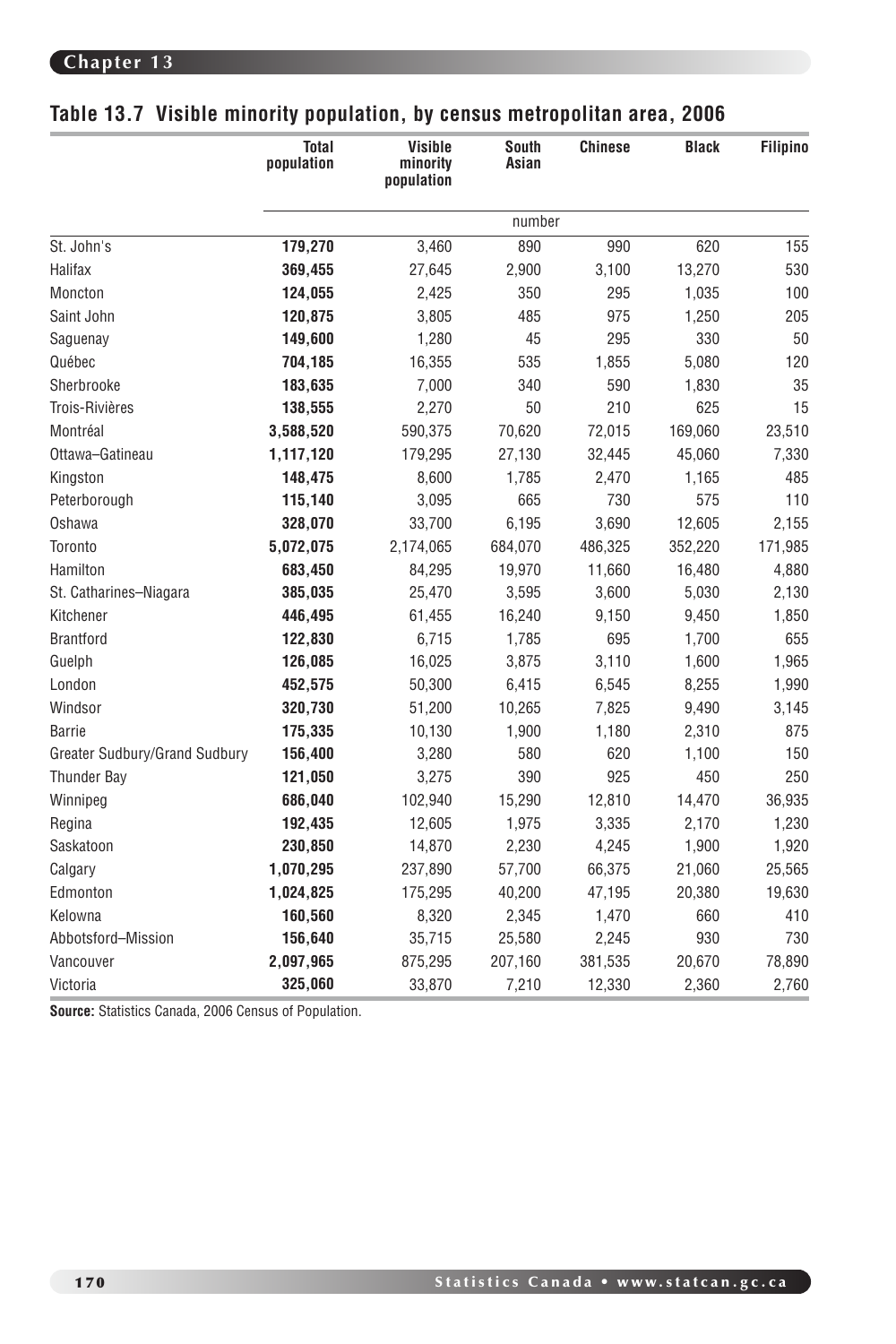## Table 13.7 Visible minority population, by census metropolitan area, 2006

| | Total population | Visible minority population | South Asian | Chinese | Black | Filipino |
|---|---|---|---|---|---|---|
| | number | | | | | |
| St. John's | **179,270** | 3,460 | 890 | 990 | 620 | 155 |
| Halifax | **369,455** | 27,645 | 2,900 | 3,100 | 13,270 | 530 |
| Moncton | **124,055** | 2,425 | 350 | 295 | 1,035 | 100 |
| Saint John | **120,875** | 3,805 | 485 | 975 | 1,250 | 205 |
| Saguenay | **149,600** | 1,280 | 45 | 295 | 330 | 50 |
| Québec | **704,185** | 16,355 | 535 | 1,855 | 5,080 | 120 |
| Sherbrooke | **183,635** | 7,000 | 340 | 590 | 1,830 | 35 |
| Trois-Rivières | **138,555** | 2,270 | 50 | 210 | 625 | 15 |
| Montréal | **3,588,520** | 590,375 | 70,620 | 72,015 | 169,060 | 23,510 |
| Ottawa–Gatineau | **1,117,120** | 179,295 | 27,130 | 32,445 | 45,060 | 7,330 |
| Kingston | **148,475** | 8,600 | 1,785 | 2,470 | 1,165 | 485 |
| Peterborough | **115,140** | 3,095 | 665 | 730 | 575 | 110 |
| Oshawa | **328,070** | 33,700 | 6,195 | 3,690 | 12,605 | 2,155 |
| Toronto | **5,072,075** | 2,174,065 | 684,070 | 486,325 | 352,220 | 171,985 |
| Hamilton | **683,450** | 84,295 | 19,970 | 11,660 | 16,480 | 4,880 |
| St. Catharines–Niagara | **385,035** | 25,470 | 3,595 | 3,600 | 5,030 | 2,130 |
| Kitchener | **446,495** | 61,455 | 16,240 | 9,150 | 9,450 | 1,850 |
| Brantford | **122,830** | 6,715 | 1,785 | 695 | 1,700 | 655 |
| Guelph | **126,085** | 16,025 | 3,875 | 3,110 | 1,600 | 1,965 |
| London | **452,575** | 50,300 | 6,415 | 6,545 | 8,255 | 1,990 |
| Windsor | **320,730** | 51,200 | 10,265 | 7,825 | 9,490 | 3,145 |
| Barrie | **175,335** | 10,130 | 1,900 | 1,180 | 2,310 | 875 |
| Greater Sudbury/Grand Sudbury | **156,400** | 3,280 | 580 | 620 | 1,100 | 150 |
| Thunder Bay | **121,050** | 3,275 | 390 | 925 | 450 | 250 |
| Winnipeg | **686,040** | 102,940 | 15,290 | 12,810 | 14,470 | 36,935 |
| Regina | **192,435** | 12,605 | 1,975 | 3,335 | 2,170 | 1,230 |
| Saskatoon | **230,850** | 14,870 | 2,230 | 4,245 | 1,900 | 1,920 |
| Calgary | **1,070,295** | 237,890 | 57,700 | 66,375 | 21,060 | 25,565 |
| Edmonton | **1,024,825** | 175,295 | 40,200 | 47,195 | 20,380 | 19,630 |
| Kelowna | **160,560** | 8,320 | 2,345 | 1,470 | 660 | 410 |
| Abbotsford–Mission | **156,640** | 35,715 | 25,580 | 2,245 | 930 | 730 |
| Vancouver | **2,097,965** | 875,295 | 207,160 | 381,535 | 20,670 | 78,890 |
| Victoria | **325,060** | 33,870 | 7,210 | 12,330 | 2,360 | 2,760 |

**Source:** Statistics Canada, 2006 Census of Population.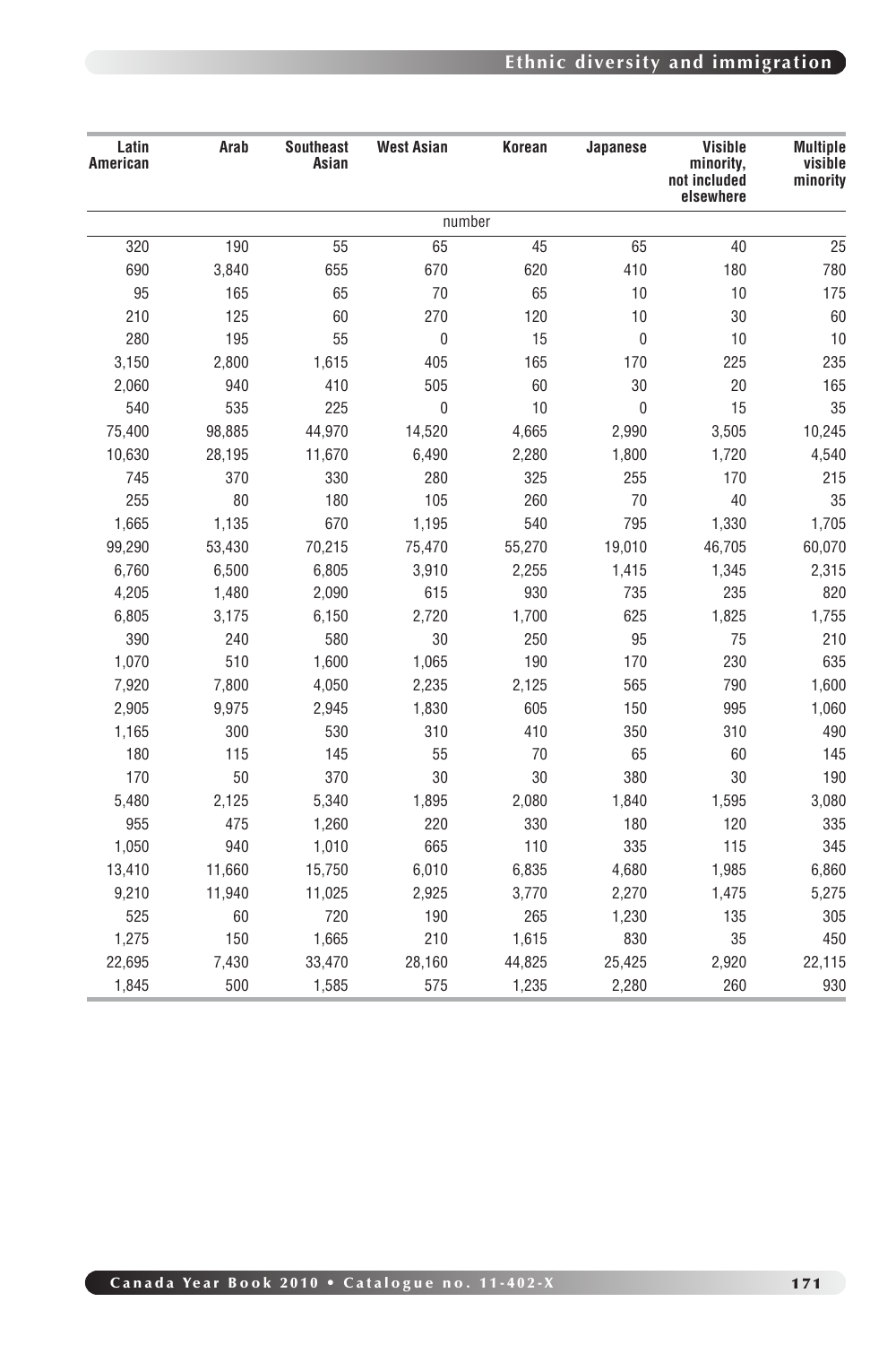| Latin American | Arab | Southeast Asian | West Asian | Korean | Japanese | Visible minority, not included elsewhere | Multiple visible minority |
|---|---|---|---|---|---|---|---|
| number | | | | | | | |
| 320 | 190 | 55 | 65 | 45 | 65 | 40 | 25 |
| 690 | 3,840 | 655 | 670 | 620 | 410 | 180 | 780 |
| 95 | 165 | 65 | 70 | 65 | 10 | 10 | 175 |
| 210 | 125 | 60 | 270 | 120 | 10 | 30 | 60 |
| 280 | 195 | 55 | 0 | 15 | 0 | 10 | 10 |
| 3,150 | 2,800 | 1,615 | 405 | 165 | 170 | 225 | 235 |
| 2,060 | 940 | 410 | 505 | 60 | 30 | 20 | 165 |
| 540 | 535 | 225 | 0 | 10 | 0 | 15 | 35 |
| 75,400 | 98,885 | 44,970 | 14,520 | 4,665 | 2,990 | 3,505 | 10,245 |
| 10,630 | 28,195 | 11,670 | 6,490 | 2,280 | 1,800 | 1,720 | 4,540 |
| 745 | 370 | 330 | 280 | 325 | 255 | 170 | 215 |
| 255 | 80 | 180 | 105 | 260 | 70 | 40 | 35 |
| 1,665 | 1,135 | 670 | 1,195 | 540 | 795 | 1,330 | 1,705 |
| 99,290 | 53,430 | 70,215 | 75,470 | 55,270 | 19,010 | 46,705 | 60,070 |
| 6,760 | 6,500 | 6,805 | 3,910 | 2,255 | 1,415 | 1,345 | 2,315 |
| 4,205 | 1,480 | 2,090 | 615 | 930 | 735 | 235 | 820 |
| 6,805 | 3,175 | 6,150 | 2,720 | 1,700 | 625 | 1,825 | 1,755 |
| 390 | 240 | 580 | 30 | 250 | 95 | 75 | 210 |
| 1,070 | 510 | 1,600 | 1,065 | 190 | 170 | 230 | 635 |
| 7,920 | 7,800 | 4,050 | 2,235 | 2,125 | 565 | 790 | 1,600 |
| 2,905 | 9,975 | 2,945 | 1,830 | 605 | 150 | 995 | 1,060 |
| 1,165 | 300 | 530 | 310 | 410 | 350 | 310 | 490 |
| 180 | 115 | 145 | 55 | 70 | 65 | 60 | 145 |
| 170 | 50 | 370 | 30 | 30 | 380 | 30 | 190 |
| 5,480 | 2,125 | 5,340 | 1,895 | 2,080 | 1,840 | 1,595 | 3,080 |
| 955 | 475 | 1,260 | 220 | 330 | 180 | 120 | 335 |
| 1,050 | 940 | 1,010 | 665 | 110 | 335 | 115 | 345 |
| 13,410 | 11,660 | 15,750 | 6,010 | 6,835 | 4,680 | 1,985 | 6,860 |
| 9,210 | 11,940 | 11,025 | 2,925 | 3,770 | 2,270 | 1,475 | 5,275 |
| 525 | 60 | 720 | 190 | 265 | 1,230 | 135 | 305 |
| 1,275 | 150 | 1,665 | 210 | 1,615 | 830 | 35 | 450 |
| 22,695 | 7,430 | 33,470 | 28,160 | 44,825 | 25,425 | 2,920 | 22,115 |
| 1,845 | 500 | 1,585 | 575 | 1,235 | 2,280 | 260 | 930 |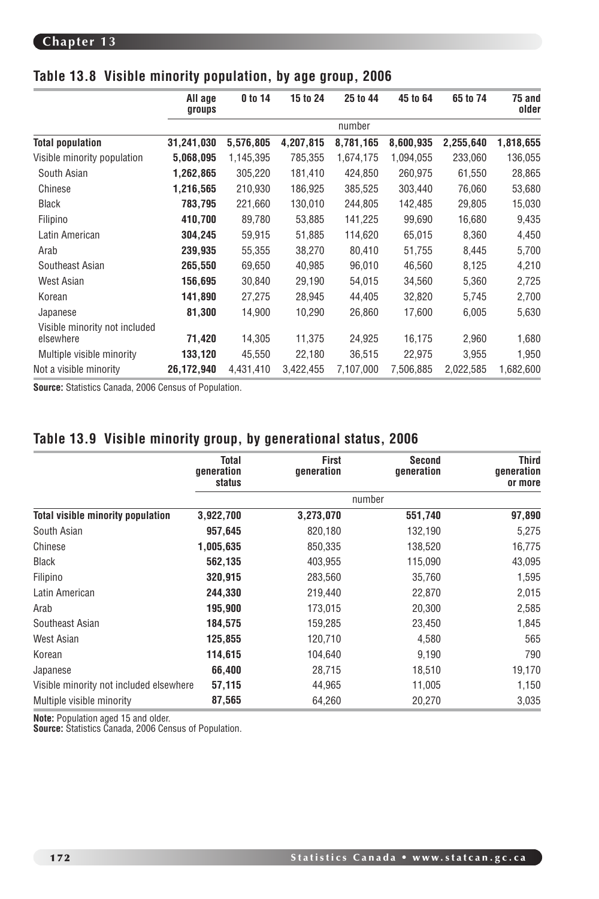## Table 13.8 Visible minority population, by age group, 2006

| | All age groups | 0 to 14 | 15 to 24 | 25 to 44 | 45 to 64 | 65 to 74 | 75 and older |
|---|---|---|---|---|---|---|---|
| | number | | | | | | |
| **Total population** | **31,241,030** | **5,576,805** | **4,207,815** | **8,781,165** | **8,600,935** | **2,255,640** | **1,818,655** |
| Visible minority population | **5,068,095** | 1,145,395 | 785,355 | 1,674,175 | 1,094,055 | 233,060 | 136,055 |
| South Asian | **1,262,865** | 305,220 | 181,410 | 424,850 | 260,975 | 61,550 | 28,865 |
| Chinese | **1,216,565** | 210,930 | 186,925 | 385,525 | 303,440 | 76,060 | 53,680 |
| Black | **783,795** | 221,660 | 130,010 | 244,805 | 142,485 | 29,805 | 15,030 |
| Filipino | **410,700** | 89,780 | 53,885 | 141,225 | 99,690 | 16,680 | 9,435 |
| Latin American | **304,245** | 59,915 | 51,885 | 114,620 | 65,015 | 8,360 | 4,450 |
| Arab | **239,935** | 55,355 | 38,270 | 80,410 | 51,755 | 8,445 | 5,700 |
| Southeast Asian | **265,550** | 69,650 | 40,985 | 96,010 | 46,560 | 8,125 | 4,210 |
| West Asian | **156,695** | 30,840 | 29,190 | 54,015 | 34,560 | 5,360 | 2,725 |
| Korean | **141,890** | 27,275 | 28,945 | 44,405 | 32,820 | 5,745 | 2,700 |
| Japanese | **81,300** | 14,900 | 10,290 | 26,860 | 17,600 | 6,005 | 5,630 |
| Visible minority not included elsewhere | **71,420** | 14,305 | 11,375 | 24,925 | 16,175 | 2,960 | 1,680 |
| Multiple visible minority | **133,120** | 45,550 | 22,180 | 36,515 | 22,975 | 3,955 | 1,950 |
| Not a visible minority | **26,172,940** | 4,431,410 | 3,422,455 | 7,107,000 | 7,506,885 | 2,022,585 | 1,682,600 |

**Source:** Statistics Canada, 2006 Census of Population.

## Table 13.9 Visible minority group, by generational status, 2006

| | Total generation status | First generation | Second generation | Third generation or more |
|---|---|---|---|---|
| | number | | | |
| **Total visible minority population** | **3,922,700** | **3,273,070** | **551,740** | **97,890** |
| South Asian | **957,645** | 820,180 | 132,190 | 5,275 |
| Chinese | **1,005,635** | 850,335 | 138,520 | 16,775 |
| Black | **562,135** | 403,955 | 115,090 | 43,095 |
| Filipino | **320,915** | 283,560 | 35,760 | 1,595 |
| Latin American | **244,330** | 219,440 | 22,870 | 2,015 |
| Arab | **195,900** | 173,015 | 20,300 | 2,585 |
| Southeast Asian | **184,575** | 159,285 | 23,450 | 1,845 |
| West Asian | **125,855** | 120,710 | 4,580 | 565 |
| Korean | **114,615** | 104,640 | 9,190 | 790 |
| Japanese | **66,400** | 28,715 | 18,510 | 19,170 |
| Visible minority not included elsewhere | **57,115** | 44,965 | 11,005 | 1,150 |
| Multiple visible minority | **87,565** | 64,260 | 20,270 | 3,035 |

**Note:** Population aged 15 and older.
**Source:** Statistics Canada, 2006 Census of Population.